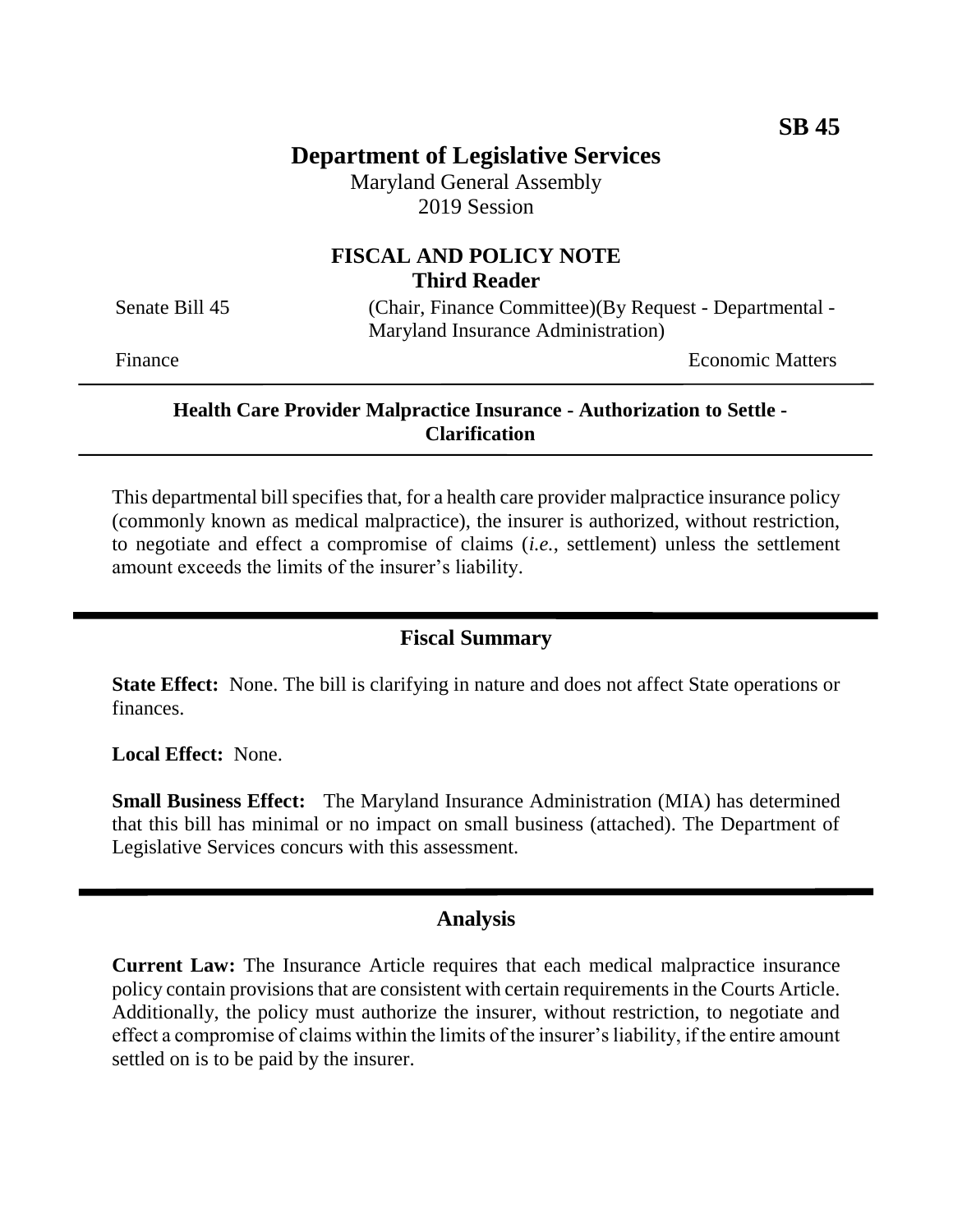**SB 45**

# Department of Legislative Services

Maryland General Assembly
2019 Session

## FISCAL AND POLICY NOTE
**Third Reader**

Senate Bill 45 (Chair, Finance Committee)(By Request - Departmental - Maryland Insurance Administration)

Finance Economic Matters

---

**Health Care Provider Malpractice Insurance - Authorization to Settle - Clarification**

---

This departmental bill specifies that, for a health care provider malpractice insurance policy (commonly known as medical malpractice), the insurer is authorized, without restriction, to negotiate and effect a compromise of claims (*i.e.*, settlement) unless the settlement amount exceeds the limits of the insurer's liability.

---

## Fiscal Summary

**State Effect:** None. The bill is clarifying in nature and does not affect State operations or finances.

**Local Effect:** None.

**Small Business Effect:** The Maryland Insurance Administration (MIA) has determined that this bill has minimal or no impact on small business (attached). The Department of Legislative Services concurs with this assessment.

---

## Analysis

**Current Law:** The Insurance Article requires that each medical malpractice insurance policy contain provisions that are consistent with certain requirements in the Courts Article. Additionally, the policy must authorize the insurer, without restriction, to negotiate and effect a compromise of claims within the limits of the insurer's liability, if the entire amount settled on is to be paid by the insurer.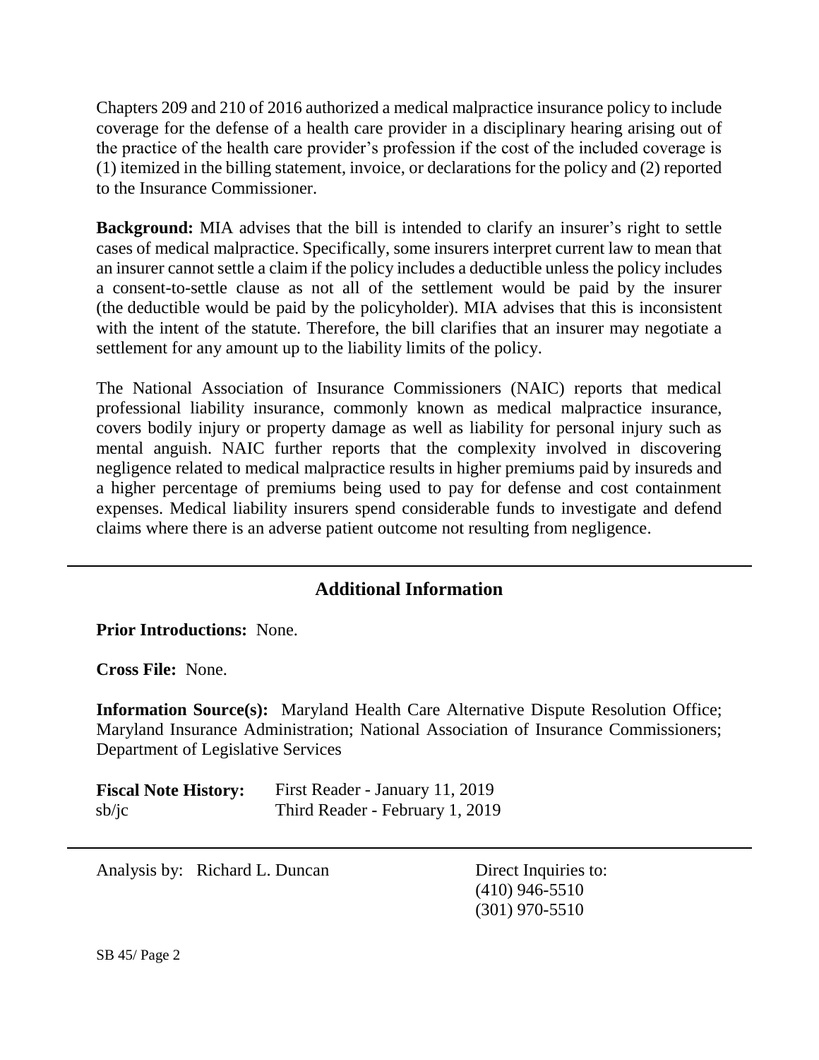Chapters 209 and 210 of 2016 authorized a medical malpractice insurance policy to include coverage for the defense of a health care provider in a disciplinary hearing arising out of the practice of the health care provider's profession if the cost of the included coverage is (1) itemized in the billing statement, invoice, or declarations for the policy and (2) reported to the Insurance Commissioner.

**Background:** MIA advises that the bill is intended to clarify an insurer's right to settle cases of medical malpractice. Specifically, some insurers interpret current law to mean that an insurer cannot settle a claim if the policy includes a deductible unless the policy includes a consent-to-settle clause as not all of the settlement would be paid by the insurer (the deductible would be paid by the policyholder). MIA advises that this is inconsistent with the intent of the statute. Therefore, the bill clarifies that an insurer may negotiate a settlement for any amount up to the liability limits of the policy.

The National Association of Insurance Commissioners (NAIC) reports that medical professional liability insurance, commonly known as medical malpractice insurance, covers bodily injury or property damage as well as liability for personal injury such as mental anguish. NAIC further reports that the complexity involved in discovering negligence related to medical malpractice results in higher premiums paid by insureds and a higher percentage of premiums being used to pay for defense and cost containment expenses. Medical liability insurers spend considerable funds to investigate and defend claims where there is an adverse patient outcome not resulting from negligence.

## Additional Information

**Prior Introductions:** None.

**Cross File:** None.

**Information Source(s):** Maryland Health Care Alternative Dispute Resolution Office; Maryland Insurance Administration; National Association of Insurance Commissioners; Department of Legislative Services

**Fiscal Note History:** First Reader - January 11, 2019
sb/jc Third Reader - February 1, 2019

Analysis by: Richard L. Duncan

Direct Inquiries to:
(410) 946-5510
(301) 970-5510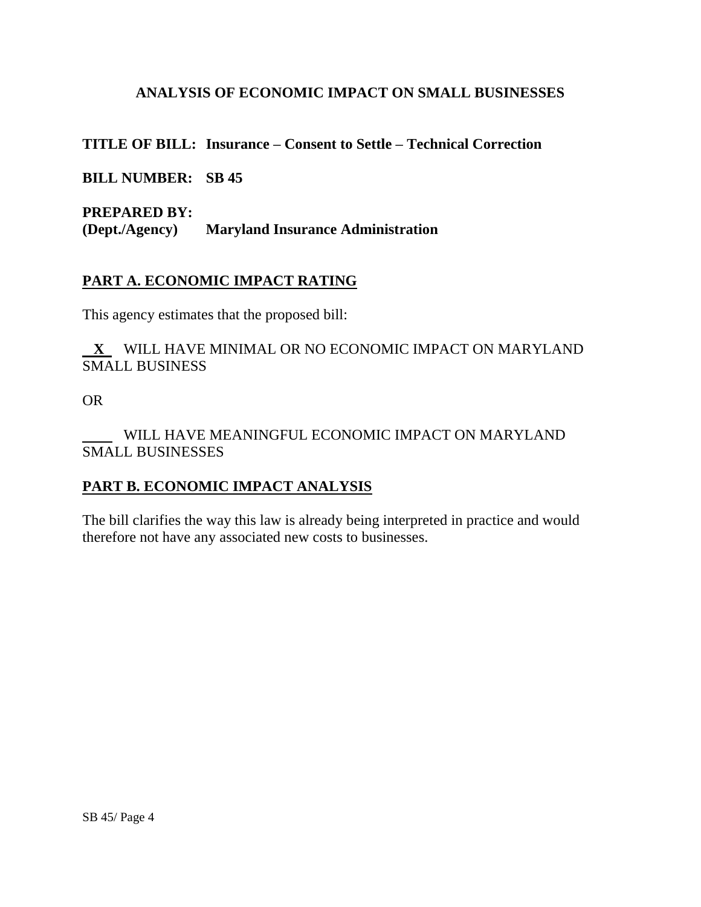## ANALYSIS OF ECONOMIC IMPACT ON SMALL BUSINESSES

**TITLE OF BILL:** **Insurance – Consent to Settle – Technical Correction**

**BILL NUMBER:** **SB 45**

**PREPARED BY:**
**(Dept./Agency)** **Maryland Insurance Administration**

### PART A. ECONOMIC IMPACT RATING

This agency estimates that the proposed bill:

__**X**__ WILL HAVE MINIMAL OR NO ECONOMIC IMPACT ON MARYLAND SMALL BUSINESS

OR

____ WILL HAVE MEANINGFUL ECONOMIC IMPACT ON MARYLAND SMALL BUSINESSES

### PART B. ECONOMIC IMPACT ANALYSIS

The bill clarifies the way this law is already being interpreted in practice and would therefore not have any associated new costs to businesses.